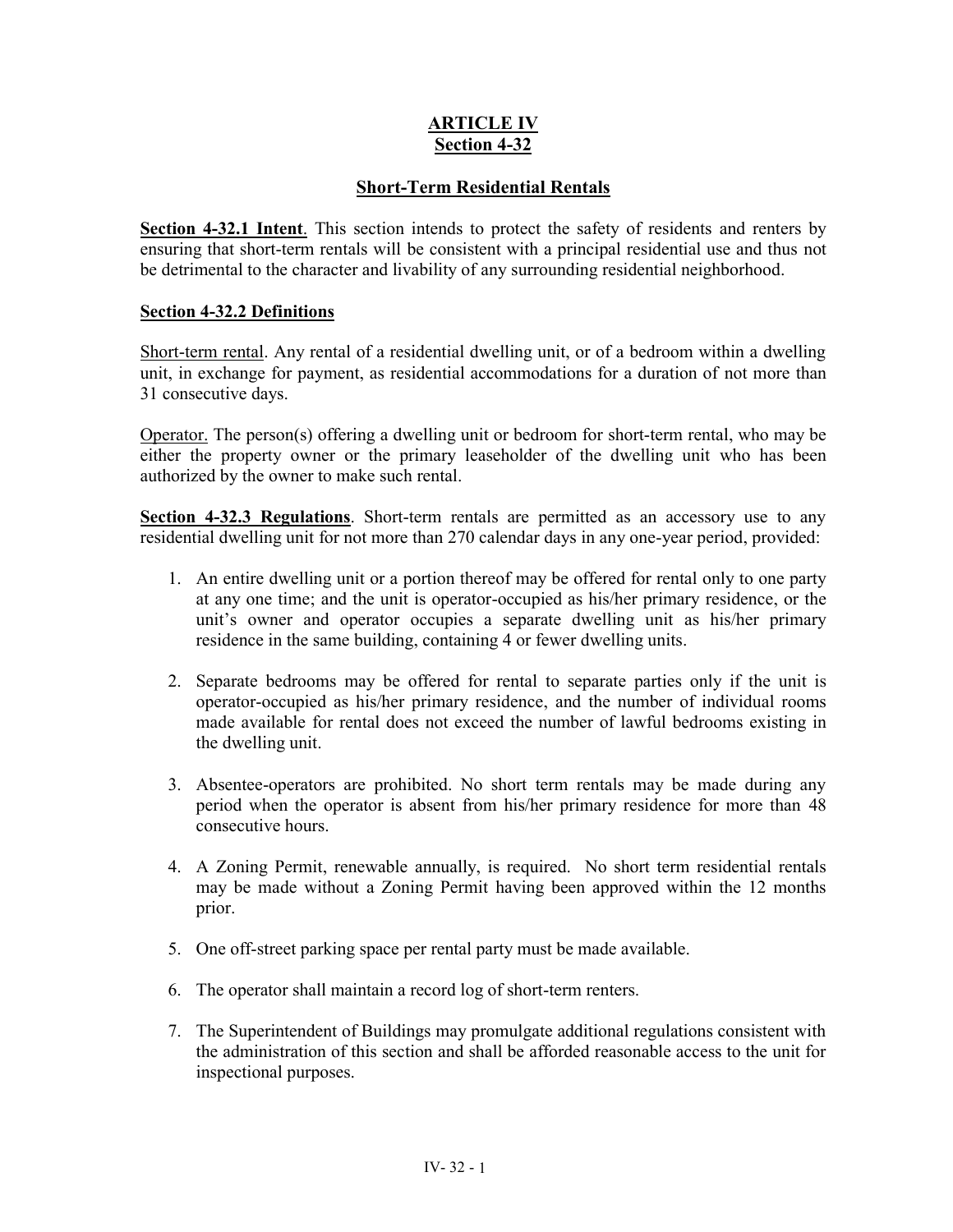# ARTICLE IV
# Section 4-32

## Short-Term Residential Rentals

**Section 4-32.1 Intent**. This section intends to protect the safety of residents and renters by ensuring that short-term rentals will be consistent with a principal residential use and thus not be detrimental to the character and livability of any surrounding residential neighborhood.

**Section 4-32.2 Definitions**

Short-term rental. Any rental of a residential dwelling unit, or of a bedroom within a dwelling unit, in exchange for payment, as residential accommodations for a duration of not more than 31 consecutive days.

Operator. The person(s) offering a dwelling unit or bedroom for short-term rental, who may be either the property owner or the primary leaseholder of the dwelling unit who has been authorized by the owner to make such rental.

**Section 4-32.3 Regulations**. Short-term rentals are permitted as an accessory use to any residential dwelling unit for not more than 270 calendar days in any one-year period, provided:

1. An entire dwelling unit or a portion thereof may be offered for rental only to one party at any one time; and the unit is operator-occupied as his/her primary residence, or the unit's owner and operator occupies a separate dwelling unit as his/her primary residence in the same building, containing 4 or fewer dwelling units.

2. Separate bedrooms may be offered for rental to separate parties only if the unit is operator-occupied as his/her primary residence, and the number of individual rooms made available for rental does not exceed the number of lawful bedrooms existing in the dwelling unit.

3. Absentee-operators are prohibited. No short term rentals may be made during any period when the operator is absent from his/her primary residence for more than 48 consecutive hours.

4. A Zoning Permit, renewable annually, is required. No short term residential rentals may be made without a Zoning Permit having been approved within the 12 months prior.

5. One off-street parking space per rental party must be made available.

6. The operator shall maintain a record log of short-term renters.

7. The Superintendent of Buildings may promulgate additional regulations consistent with the administration of this section and shall be afforded reasonable access to the unit for inspectional purposes.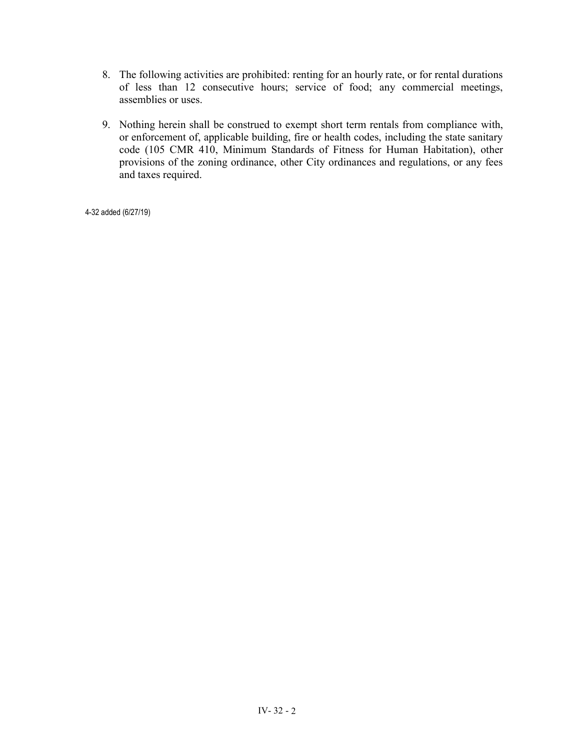8. The following activities are prohibited: renting for an hourly rate, or for rental durations of less than 12 consecutive hours; service of food; any commercial meetings, assemblies or uses.

9. Nothing herein shall be construed to exempt short term rentals from compliance with, or enforcement of, applicable building, fire or health codes, including the state sanitary code (105 CMR 410, Minimum Standards of Fitness for Human Habitation), other provisions of the zoning ordinance, other City ordinances and regulations, or any fees and taxes required.

4-32 added (6/27/19)